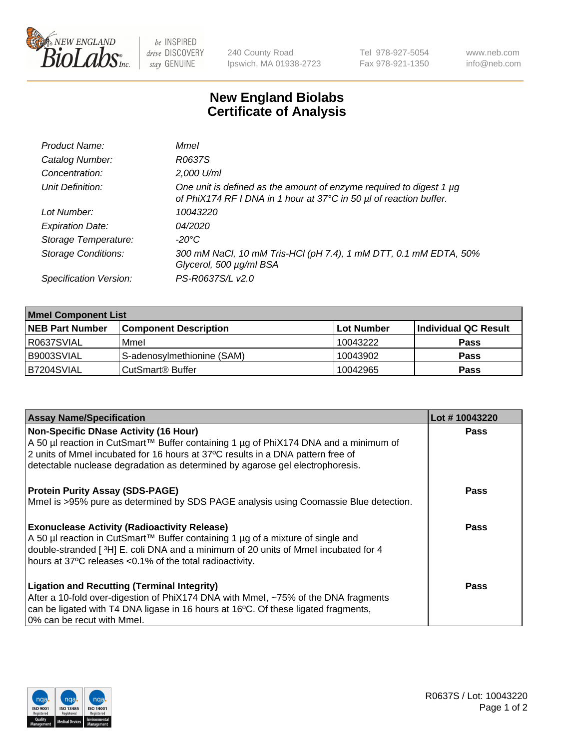# New England Biolabs Certificate of Analysis

| | |
|---|---|
| *Product Name:* | *MmeI* |
| *Catalog Number:* | *R0637S* |
| *Concentration:* | *2,000 U/ml* |
| *Unit Definition:* | *One unit is defined as the amount of enzyme required to digest 1 µg of PhiX174 RF I DNA in 1 hour at 37°C in 50 µl of reaction buffer.* |
| *Lot Number:* | *10043220* |
| *Expiration Date:* | *04/2020* |
| *Storage Temperature:* | *-20°C* |
| *Storage Conditions:* | *300 mM NaCl, 10 mM Tris-HCl (pH 7.4), 1 mM DTT, 0.1 mM EDTA, 50% Glycerol, 500 µg/ml BSA* |
| *Specification Version:* | *PS-R0637S/L v2.0* |

| MmeI Component List | | | |
|---|---|---|---|
| **NEB Part Number** | **Component Description** | **Lot Number** | **Individual QC Result** |
| R0637SVIAL | MmeI | 10043222 | **Pass** |
| B9003SVIAL | S-adenosylmethionine (SAM) | 10043902 | **Pass** |
| B7204SVIAL | CutSmart® Buffer | 10042965 | **Pass** |

| Assay Name/Specification | Lot # 10043220 |
|---|---|
| **Non-Specific DNase Activity (16 Hour)** A 50 µl reaction in CutSmart™ Buffer containing 1 µg of PhiX174 DNA and a minimum of 2 units of MmeI incubated for 16 hours at 37ºC results in a DNA pattern free of detectable nuclease degradation as determined by agarose gel electrophoresis. | **Pass** |
| **Protein Purity Assay (SDS-PAGE)** MmeI is >95% pure as determined by SDS PAGE analysis using Coomassie Blue detection. | **Pass** |
| **Exonuclease Activity (Radioactivity Release)** A 50 µl reaction in CutSmart™ Buffer containing 1 µg of a mixture of single and double-stranded [ $^{3}$H] E. coli DNA and a minimum of 20 units of MmeI incubated for 4 hours at 37ºC releases <0.1% of the total radioactivity. | **Pass** |
| **Ligation and Recutting (Terminal Integrity)** After a 10-fold over-digestion of PhiX174 DNA with MmeI, ~75% of the DNA fragments can be ligated with T4 DNA ligase in 16 hours at 16ºC. Of these ligated fragments, 0% can be recut with MmeI. | **Pass** |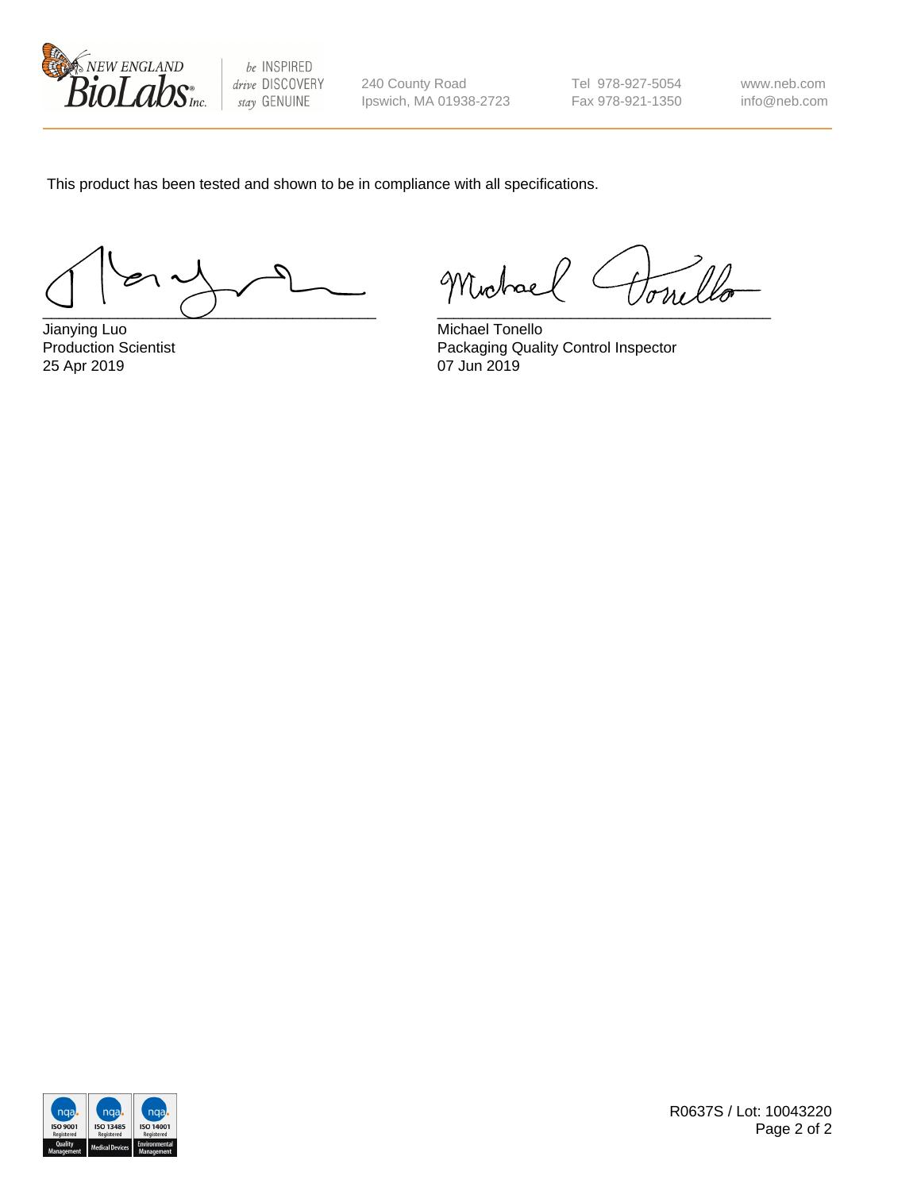NEW ENGLAND BioLabs Inc. — be INSPIRED drive DISCOVERY stay GENUINE

240 County Road
Ipswich, MA 01938-2723

Tel 978-927-5054
Fax 978-921-1350

www.neb.com
info@neb.com

This product has been tested and shown to be in compliance with all specifications.

Jianying Luo
Production Scientist
25 Apr 2019

Michael Tonello
Packaging Quality Control Inspector
07 Jun 2019

ISO 9001 Registered — Quality Management
ISO 13485 Registered — Medical Devices
ISO 14001 Registered — Environmental Management

R0637S / Lot: 10043220